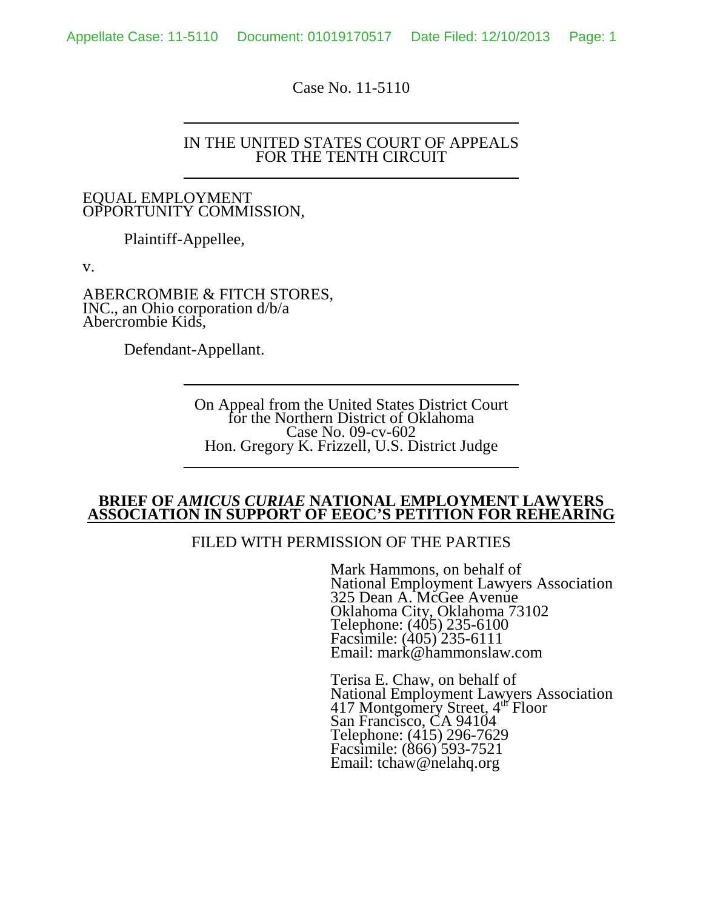Case No. 11-5110

IN THE UNITED STATES COURT OF APPEALS
FOR THE TENTH CIRCUIT

EQUAL EMPLOYMENT
OPPORTUNITY COMMISSION,

Plaintiff-Appellee,

v.

ABERCROMBIE & FITCH STORES,
INC., an Ohio corporation d/b/a
Abercrombie Kids,

Defendant-Appellant.

On Appeal from the United States District Court
for the Northern District of Oklahoma
Case No. 09-cv-602
Hon. Gregory K. Frizzell, U.S. District Judge

**BRIEF OF *AMICUS CURIAE* NATIONAL EMPLOYMENT LAWYERS ASSOCIATION IN SUPPORT OF EEOC'S PETITION FOR REHEARING**

FILED WITH PERMISSION OF THE PARTIES

Mark Hammons, on behalf of
National Employment Lawyers Association
325 Dean A. McGee Avenue
Oklahoma City, Oklahoma 73102
Telephone: (405) 235-6100
Facsimile: (405) 235-6111
Email: mark@hammonslaw.com

Terisa E. Chaw, on behalf of
National Employment Lawyers Association
417 Montgomery Street, 4th Floor
San Francisco, CA 94104
Telephone: (415) 296-7629
Facsimile: (866) 593-7521
Email: tchaw@nelahq.org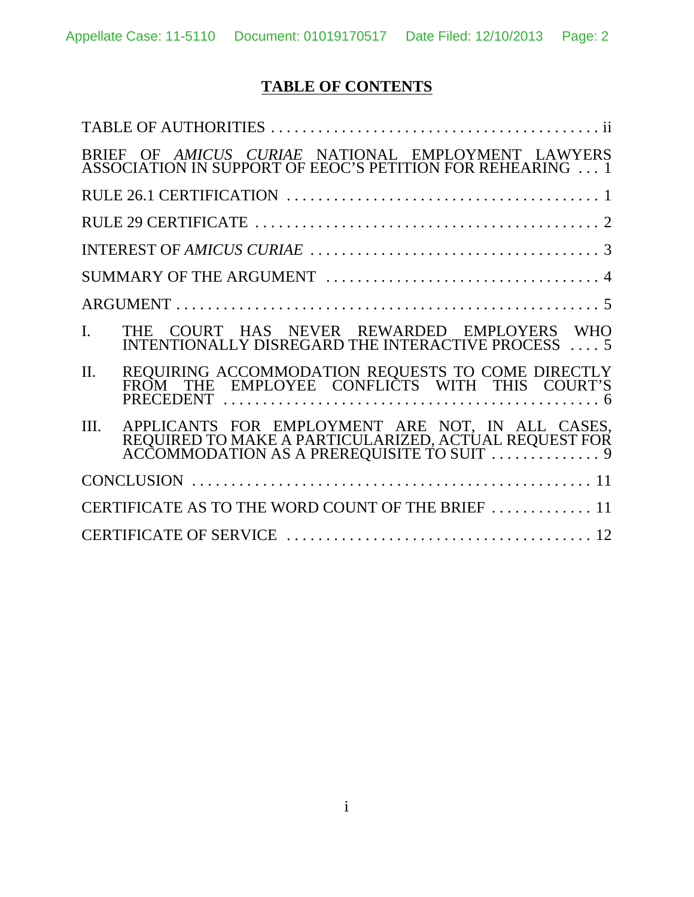# TABLE OF CONTENTS

TABLE OF AUTHORITIES . . . . . . . . . . . . . . . . . . . . . . . . . . . . . . . . . . . . . . . . . ii

BRIEF OF *AMICUS CURIAE* NATIONAL EMPLOYMENT LAWYERS ASSOCIATION IN SUPPORT OF EEOC'S PETITION FOR REHEARING . . . 1

RULE 26.1 CERTIFICATION . . . . . . . . . . . . . . . . . . . . . . . . . . . . . . . . . . . . . . . 1

RULE 29 CERTIFICATE . . . . . . . . . . . . . . . . . . . . . . . . . . . . . . . . . . . . . . . . . . . . 2

INTEREST OF *AMICUS CURIAE* . . . . . . . . . . . . . . . . . . . . . . . . . . . . . . . . . . . . 3

SUMMARY OF THE ARGUMENT . . . . . . . . . . . . . . . . . . . . . . . . . . . . . . . . . . . 4

ARGUMENT . . . . . . . . . . . . . . . . . . . . . . . . . . . . . . . . . . . . . . . . . . . . . . . . . . . . 5

I. THE COURT HAS NEVER REWARDED EMPLOYERS WHO INTENTIONALLY DISREGARD THE INTERACTIVE PROCESS . . . . 5

II. REQUIRING ACCOMMODATION REQUESTS TO COME DIRECTLY FROM THE EMPLOYEE CONFLICTS WITH THIS COURT'S PRECEDENT . . . . . . . . . . . . . . . . . . . . . . . . . . . . . . . . . . . . . . . . . . . . . . . . 6

III. APPLICANTS FOR EMPLOYMENT ARE NOT, IN ALL CASES, REQUIRED TO MAKE A PARTICULARIZED, ACTUAL REQUEST FOR ACCOMMODATION AS A PREREQUISITE TO SUIT . . . . . . . . . . . . . . 9

CONCLUSION . . . . . . . . . . . . . . . . . . . . . . . . . . . . . . . . . . . . . . . . . . . . . . . . . . . 11

CERTIFICATE AS TO THE WORD COUNT OF THE BRIEF . . . . . . . . . . . . . 11

CERTIFICATE OF SERVICE . . . . . . . . . . . . . . . . . . . . . . . . . . . . . . . . . . . . . . . 12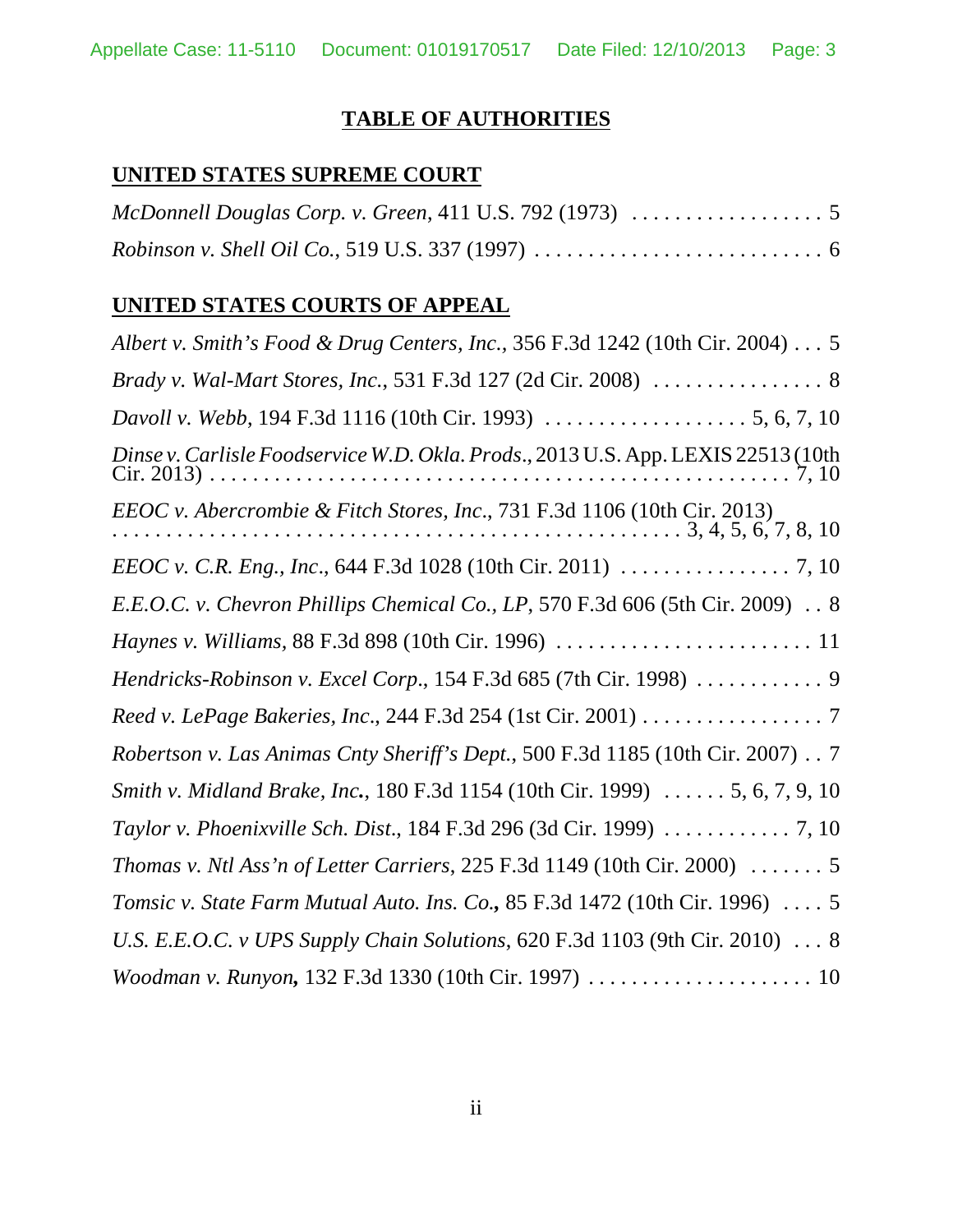# TABLE OF AUTHORITIES

## UNITED STATES SUPREME COURT

*McDonnell Douglas Corp. v. Green*, 411 U.S. 792 (1973) . . . . . . . . . . . . . . . . . . 5

*Robinson v. Shell Oil Co.*, 519 U.S. 337 (1997) . . . . . . . . . . . . . . . . . . . . . . . . . . . 6

## UNITED STATES COURTS OF APPEAL

*Albert v. Smith's Food & Drug Centers, Inc.*, 356 F.3d 1242 (10th Cir. 2004) . . . 5

*Brady v. Wal-Mart Stores, Inc.*, 531 F.3d 127 (2d Cir. 2008) . . . . . . . . . . . . . . . . 8

*Davoll v. Webb*, 194 F.3d 1116 (10th Cir. 1993) . . . . . . . . . . . . . . . . . . . 5, 6, 7, 10

*Dinse v. Carlisle Foodservice W.D. Okla. Prods.*, 2013 U.S. App. LEXIS 22513 (10th Cir. 2013) . . . . . . . . . . . . . . . . . . . . . . . . . . . . . . . . . . . . . . . . . . . . . . . . . . . . . 7, 10

*EEOC v. Abercrombie & Fitch Stores, Inc.*, 731 F.3d 1106 (10th Cir. 2013) . . . . . . . . . . . . . . . . . . . . . . . . . . . . . . . . . . . . . . . . . . . . . . . . . . 3, 4, 5, 6, 7, 8, 10

*EEOC v. C.R. Eng., Inc.*, 644 F.3d 1028 (10th Cir. 2011) . . . . . . . . . . . . . . . . 7, 10

*E.E.O.C. v. Chevron Phillips Chemical Co., LP*, 570 F.3d 606 (5th Cir. 2009) . . 8

*Haynes v. Williams*, 88 F.3d 898 (10th Cir. 1996) . . . . . . . . . . . . . . . . . . . . . . . . 11

*Hendricks-Robinson v. Excel Corp.*, 154 F.3d 685 (7th Cir. 1998) . . . . . . . . . . . . 9

*Reed v. LePage Bakeries, Inc.*, 244 F.3d 254 (1st Cir. 2001) . . . . . . . . . . . . . . . . . 7

*Robertson v. Las Animas Cnty Sheriff's Dept.*, 500 F.3d 1185 (10th Cir. 2007) . . 7

*Smith v. Midland Brake, Inc.*, 180 F.3d 1154 (10th Cir. 1999) . . . . . . 5, 6, 7, 9, 10

*Taylor v. Phoenixville Sch. Dist.*, 184 F.3d 296 (3d Cir. 1999) . . . . . . . . . . . . 7, 10

*Thomas v. Ntl Ass'n of Letter Carriers*, 225 F.3d 1149 (10th Cir. 2000) . . . . . . . 5

*Tomsic v. State Farm Mutual Auto. Ins. Co.*, 85 F.3d 1472 (10th Cir. 1996) . . . . 5

*U.S. E.E.O.C. v UPS Supply Chain Solutions*, 620 F.3d 1103 (9th Cir. 2010) . . . 8

*Woodman v. Runyon*, 132 F.3d 1330 (10th Cir. 1997) . . . . . . . . . . . . . . . . . . . . . 10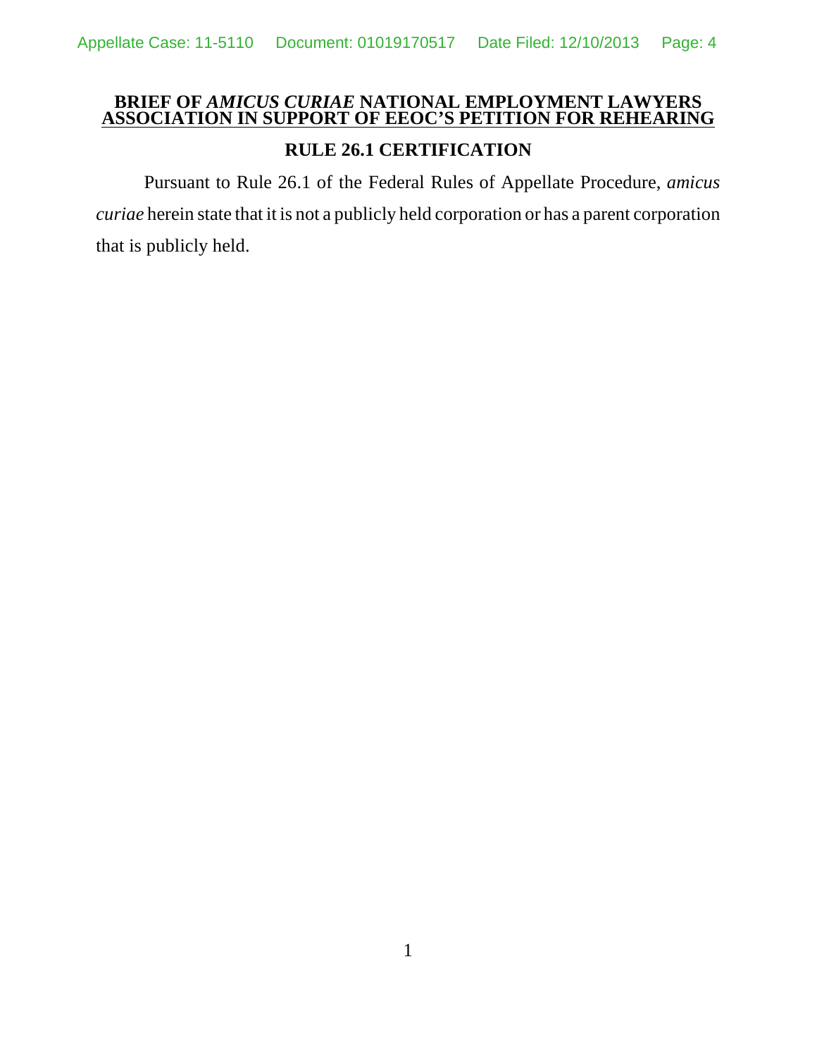**BRIEF OF *AMICUS CURIAE* NATIONAL EMPLOYMENT LAWYERS ASSOCIATION IN SUPPORT OF EEOC'S PETITION FOR REHEARING**

## RULE 26.1 CERTIFICATION

Pursuant to Rule 26.1 of the Federal Rules of Appellate Procedure, *amicus curiae* herein state that it is not a publicly held corporation or has a parent corporation that is publicly held.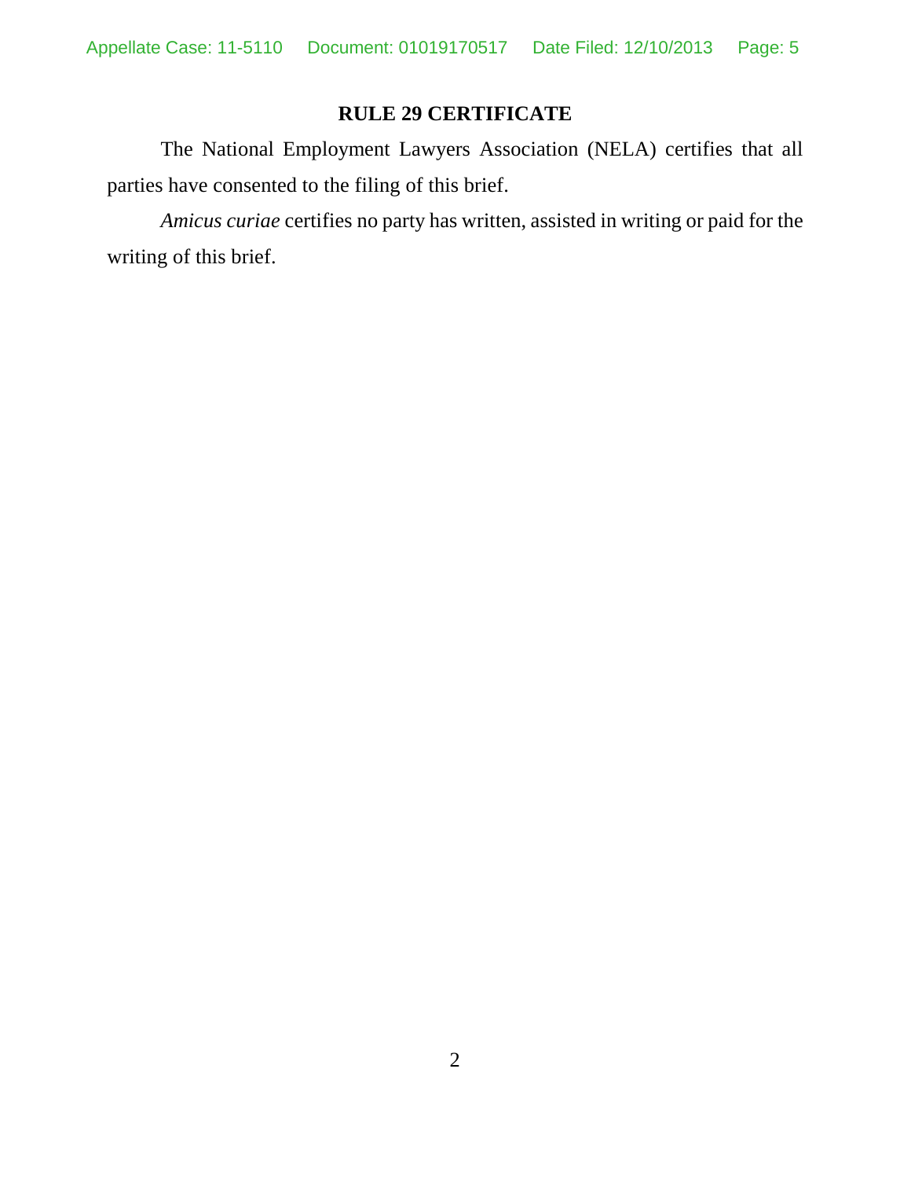## RULE 29 CERTIFICATE

The National Employment Lawyers Association (NELA) certifies that all parties have consented to the filing of this brief.

*Amicus curiae* certifies no party has written, assisted in writing or paid for the writing of this brief.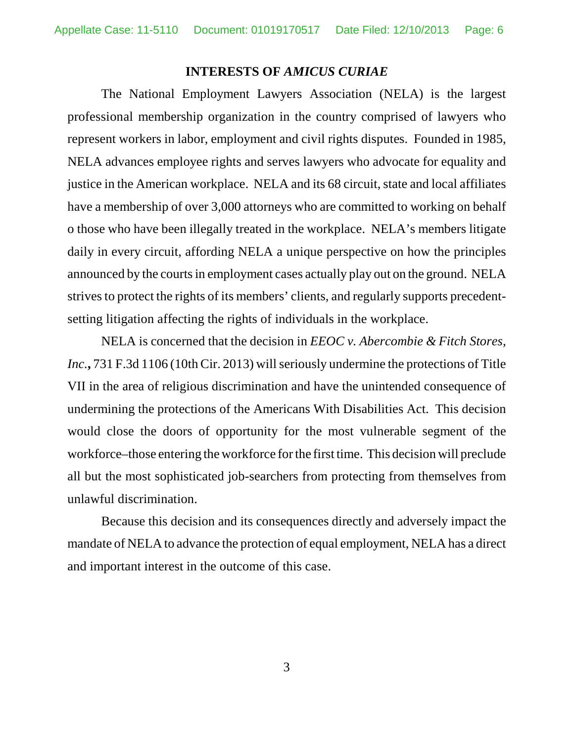## INTERESTS OF *AMICUS CURIAE*

The National Employment Lawyers Association (NELA) is the largest professional membership organization in the country comprised of lawyers who represent workers in labor, employment and civil rights disputes. Founded in 1985, NELA advances employee rights and serves lawyers who advocate for equality and justice in the American workplace. NELA and its 68 circuit, state and local affiliates have a membership of over 3,000 attorneys who are committed to working on behalf o those who have been illegally treated in the workplace. NELA's members litigate daily in every circuit, affording NELA a unique perspective on how the principles announced by the courts in employment cases actually play out on the ground. NELA strives to protect the rights of its members' clients, and regularly supports precedent-setting litigation affecting the rights of individuals in the workplace.

NELA is concerned that the decision in *EEOC v. Abercombie & Fitch Stores, Inc.***,** 731 F.3d 1106 (10th Cir. 2013) will seriously undermine the protections of Title VII in the area of religious discrimination and have the unintended consequence of undermining the protections of the Americans With Disabilities Act. This decision would close the doors of opportunity for the most vulnerable segment of the workforce–those entering the workforce for the first time. This decision will preclude all but the most sophisticated job-searchers from protecting from themselves from unlawful discrimination.

Because this decision and its consequences directly and adversely impact the mandate of NELA to advance the protection of equal employment, NELA has a direct and important interest in the outcome of this case.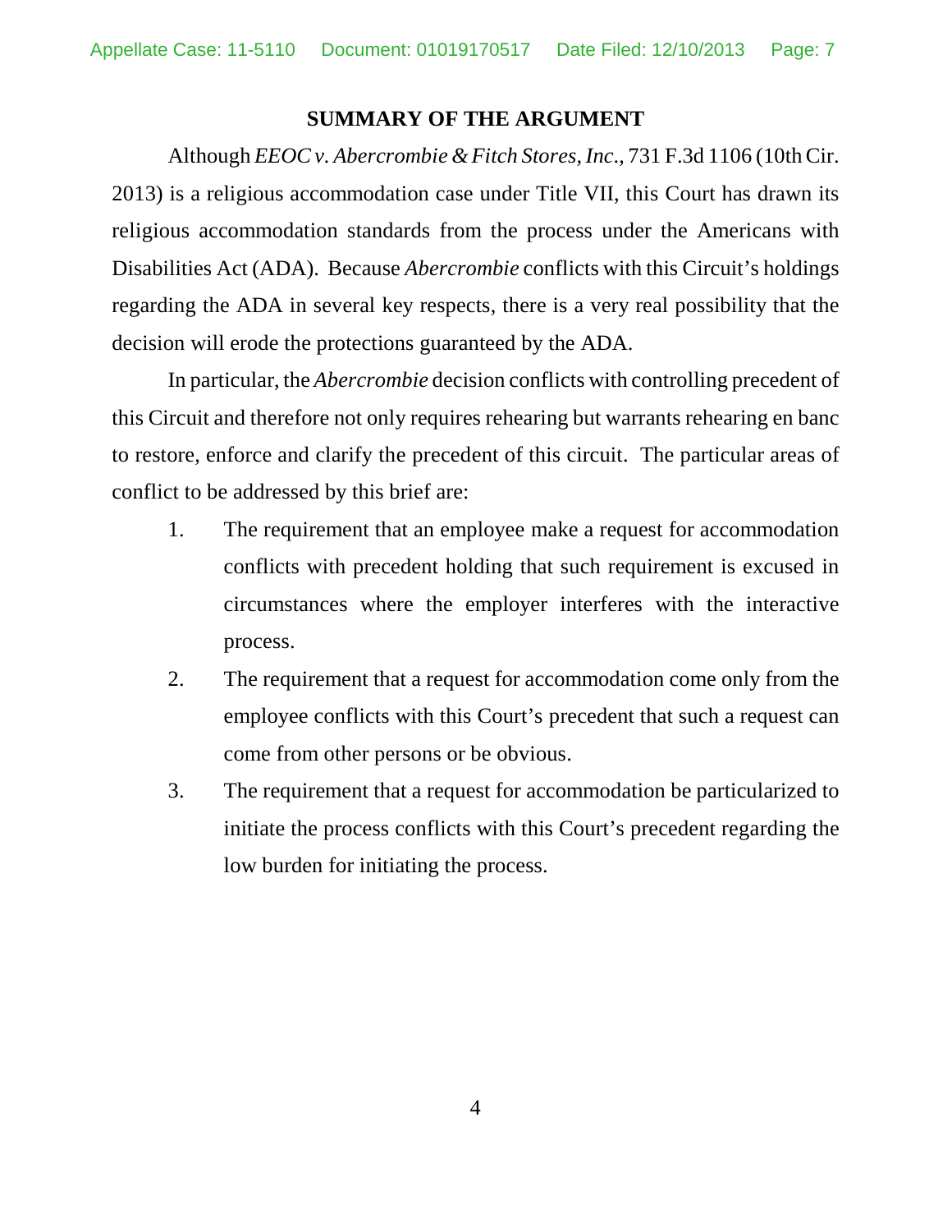## SUMMARY OF THE ARGUMENT

Although *EEOC v. Abercrombie & Fitch Stores, Inc.*, 731 F.3d 1106 (10th Cir. 2013) is a religious accommodation case under Title VII, this Court has drawn its religious accommodation standards from the process under the Americans with Disabilities Act (ADA). Because *Abercrombie* conflicts with this Circuit's holdings regarding the ADA in several key respects, there is a very real possibility that the decision will erode the protections guaranteed by the ADA.

In particular, the *Abercrombie* decision conflicts with controlling precedent of this Circuit and therefore not only requires rehearing but warrants rehearing en banc to restore, enforce and clarify the precedent of this circuit. The particular areas of conflict to be addressed by this brief are:

1. The requirement that an employee make a request for accommodation conflicts with precedent holding that such requirement is excused in circumstances where the employer interferes with the interactive process.
2. The requirement that a request for accommodation come only from the employee conflicts with this Court's precedent that such a request can come from other persons or be obvious.
3. The requirement that a request for accommodation be particularized to initiate the process conflicts with this Court's precedent regarding the low burden for initiating the process.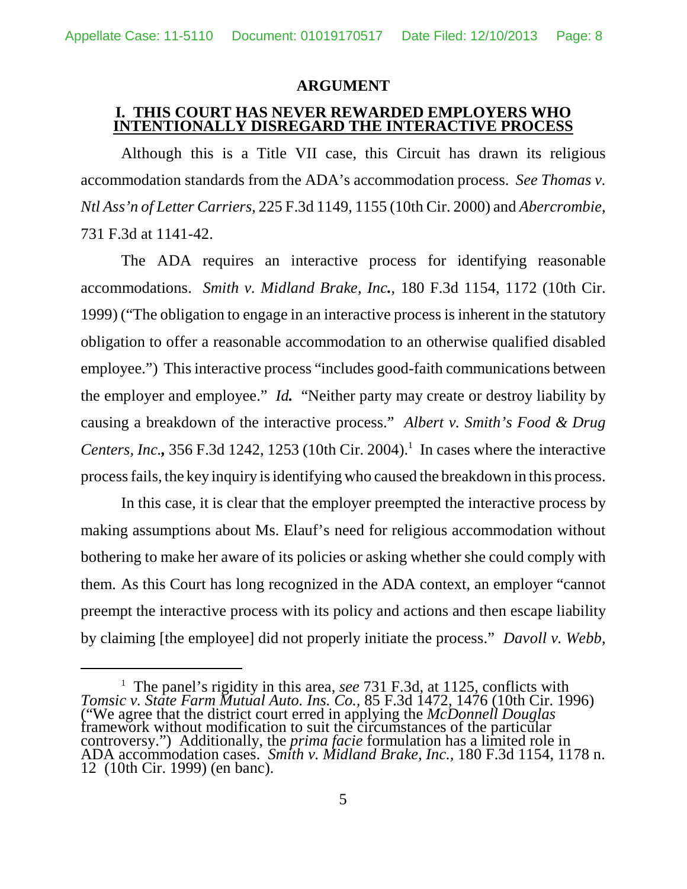## ARGUMENT

### I. THIS COURT HAS NEVER REWARDED EMPLOYERS WHO INTENTIONALLY DISREGARD THE INTERACTIVE PROCESS

Although this is a Title VII case, this Circuit has drawn its religious accommodation standards from the ADA's accommodation process. *See Thomas v. Ntl Ass'n of Letter Carriers*, 225 F.3d 1149, 1155 (10th Cir. 2000) and *Abercrombie*, 731 F.3d at 1141-42.

The ADA requires an interactive process for identifying reasonable accommodations. *Smith v. Midland Brake, Inc.*, 180 F.3d 1154, 1172 (10th Cir. 1999) ("The obligation to engage in an interactive process is inherent in the statutory obligation to offer a reasonable accommodation to an otherwise qualified disabled employee.") This interactive process "includes good-faith communications between the employer and employee." ***Id.*** "Neither party may create or destroy liability by causing a breakdown of the interactive process." *Albert v. Smith's Food & Drug Centers, Inc.***,** 356 F.3d 1242, 1253 (10th Cir. 2004).[1] In cases where the interactive process fails, the key inquiry is identifying who caused the breakdown in this process.

In this case, it is clear that the employer preempted the interactive process by making assumptions about Ms. Elauf's need for religious accommodation without bothering to make her aware of its policies or asking whether she could comply with them. As this Court has long recognized in the ADA context, an employer "cannot preempt the interactive process with its policy and actions and then escape liability by claiming [the employee] did not properly initiate the process." *Davoll v. Webb*,

---

[1] The panel's rigidity in this area, *see* 731 F.3d, at 1125, conflicts with *Tomsic v. State Farm Mutual Auto. Ins. Co.*, 85 F.3d 1472, 1476 (10th Cir. 1996) ("We agree that the district court erred in applying the *McDonnell Douglas* framework without modification to suit the circumstances of the particular controversy.") Additionally, the *prima facie* formulation has a limited role in ADA accommodation cases. *Smith v. Midland Brake, Inc.*, 180 F.3d 1154, 1178 n. 12 (10th Cir. 1999) (en banc).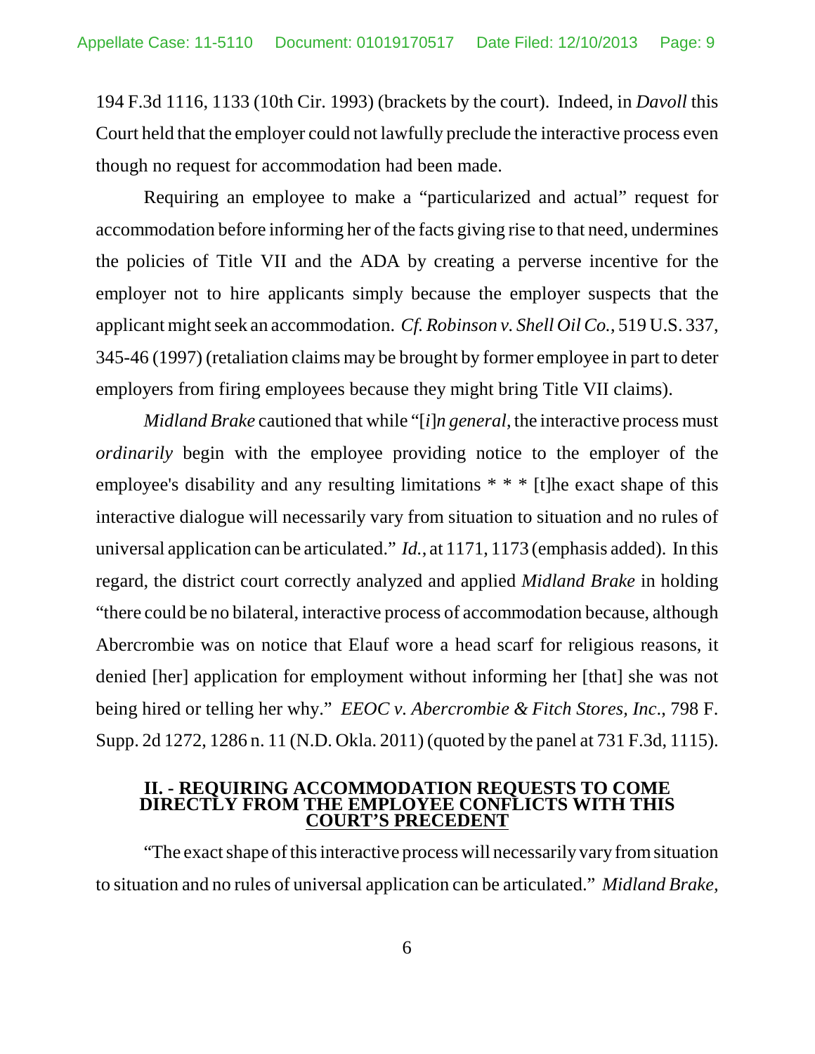194 F.3d 1116, 1133 (10th Cir. 1993) (brackets by the court). Indeed, in *Davoll* this Court held that the employer could not lawfully preclude the interactive process even though no request for accommodation had been made.

Requiring an employee to make a "particularized and actual" request for accommodation before informing her of the facts giving rise to that need, undermines the policies of Title VII and the ADA by creating a perverse incentive for the employer not to hire applicants simply because the employer suspects that the applicant might seek an accommodation. *Cf. Robinson v. Shell Oil Co.*, 519 U.S. 337, 345-46 (1997) (retaliation claims may be brought by former employee in part to deter employers from firing employees because they might bring Title VII claims).

*Midland Brake* cautioned that while "[*i*]*n general,* the interactive process must *ordinarily* begin with the employee providing notice to the employer of the employee's disability and any resulting limitations * * * [t]he exact shape of this interactive dialogue will necessarily vary from situation to situation and no rules of universal application can be articulated." *Id.*, at 1171, 1173 (emphasis added). In this regard, the district court correctly analyzed and applied *Midland Brake* in holding "there could be no bilateral, interactive process of accommodation because, although Abercrombie was on notice that Elauf wore a head scarf for religious reasons, it denied [her] application for employment without informing her [that] she was not being hired or telling her why." *EEOC v. Abercrombie & Fitch Stores, Inc*., 798 F. Supp. 2d 1272, 1286 n. 11 (N.D. Okla. 2011) (quoted by the panel at 731 F.3d, 1115).

## II. - REQUIRING ACCOMMODATION REQUESTS TO COME DIRECTLY FROM THE EMPLOYEE CONFLICTS WITH THIS COURT'S PRECEDENT

"The exact shape of this interactive process will necessarily vary from situation to situation and no rules of universal application can be articulated." *Midland Brake*,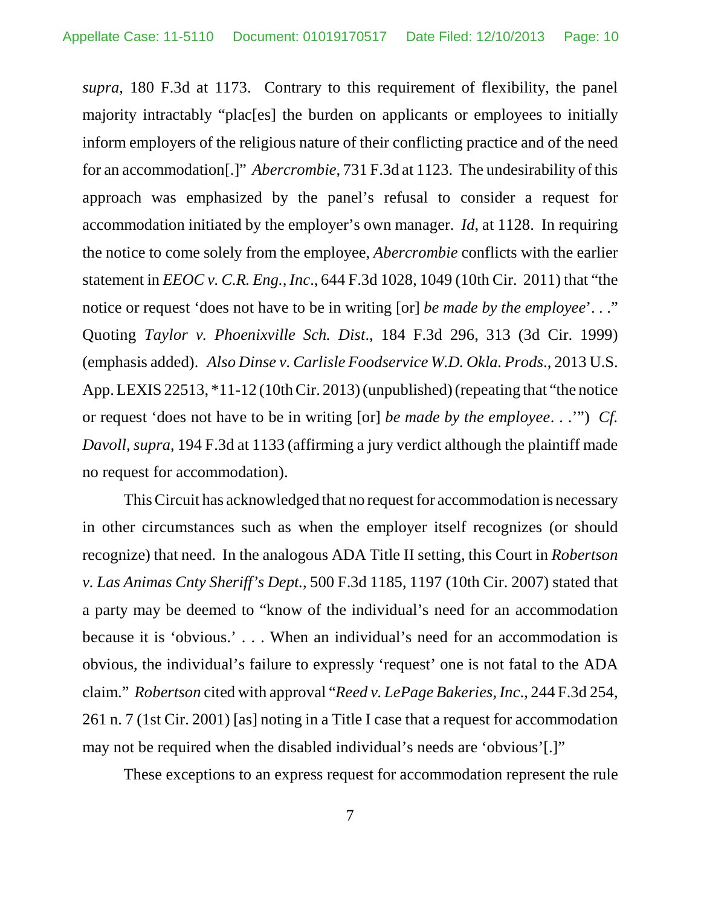*supra*, 180 F.3d at 1173. Contrary to this requirement of flexibility, the panel majority intractably "plac[es] the burden on applicants or employees to initially inform employers of the religious nature of their conflicting practice and of the need for an accommodation[.]" *Abercrombie*, 731 F.3d at 1123. The undesirability of this approach was emphasized by the panel's refusal to consider a request for accommodation initiated by the employer's own manager. *Id*, at 1128. In requiring the notice to come solely from the employee, *Abercrombie* conflicts with the earlier statement in *EEOC v. C.R. Eng., Inc*., 644 F.3d 1028, 1049 (10th Cir. 2011) that "the notice or request 'does not have to be in writing [or] *be made by the employee*'. . ." Quoting *Taylor v. Phoenixville Sch. Dist*., 184 F.3d 296, 313 (3d Cir. 1999) (emphasis added). *Also Dinse v. Carlisle Foodservice W.D. Okla. Prods*., 2013 U.S. App. LEXIS 22513, *11-12 (10th Cir. 2013) (unpublished) (repeating that "the notice or request 'does not have to be in writing [or] *be made by the employee*. . .'") *Cf. Davoll, supra*, 194 F.3d at 1133 (affirming a jury verdict although the plaintiff made no request for accommodation).

This Circuit has acknowledged that no request for accommodation is necessary in other circumstances such as when the employer itself recognizes (or should recognize) that need. In the analogous ADA Title II setting, this Court in *Robertson v. Las Animas Cnty Sheriff's Dept.*, 500 F.3d 1185, 1197 (10th Cir. 2007) stated that a party may be deemed to "know of the individual's need for an accommodation because it is 'obvious.' . . . When an individual's need for an accommodation is obvious, the individual's failure to expressly 'request' one is not fatal to the ADA claim." *Robertson* cited with approval "*Reed v. LePage Bakeries, Inc*., 244 F.3d 254, 261 n. 7 (1st Cir. 2001) [as] noting in a Title I case that a request for accommodation may not be required when the disabled individual's needs are 'obvious'[.]"

These exceptions to an express request for accommodation represent the rule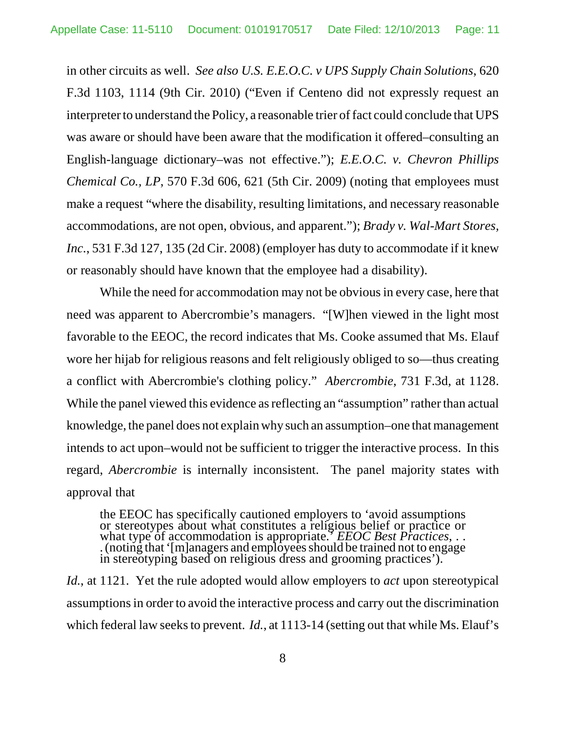in other circuits as well. *See also U.S. E.E.O.C. v UPS Supply Chain Solutions*, 620 F.3d 1103, 1114 (9th Cir. 2010) ("Even if Centeno did not expressly request an interpreter to understand the Policy, a reasonable trier of fact could conclude that UPS was aware or should have been aware that the modification it offered–consulting an English-language dictionary–was not effective."); *E.E.O.C. v. Chevron Phillips Chemical Co., LP*, 570 F.3d 606, 621 (5th Cir. 2009) (noting that employees must make a request "where the disability, resulting limitations, and necessary reasonable accommodations, are not open, obvious, and apparent."); *Brady v. Wal-Mart Stores, Inc.*, 531 F.3d 127, 135 (2d Cir. 2008) (employer has duty to accommodate if it knew or reasonably should have known that the employee had a disability).

While the need for accommodation may not be obvious in every case, here that need was apparent to Abercrombie's managers. "[W]hen viewed in the light most favorable to the EEOC, the record indicates that Ms. Cooke assumed that Ms. Elauf wore her hijab for religious reasons and felt religiously obliged to so—thus creating a conflict with Abercrombie's clothing policy." *Abercrombie*, 731 F.3d, at 1128. While the panel viewed this evidence as reflecting an "assumption" rather than actual knowledge, the panel does not explain why such an assumption–one that management intends to act upon–would not be sufficient to trigger the interactive process. In this regard, *Abercrombie* is internally inconsistent. The panel majority states with approval that

> the EEOC has specifically cautioned employers to 'avoid assumptions or stereotypes about what constitutes a religious belief or practice or what type of accommodation is appropriate.' *EEOC Best Practices*, . . . (noting that '[m]anagers and employees should be trained not to engage in stereotyping based on religious dress and grooming practices').

*Id.*, at 1121. Yet the rule adopted would allow employers to *act* upon stereotypical assumptions in order to avoid the interactive process and carry out the discrimination which federal law seeks to prevent. *Id.*, at 1113-14 (setting out that while Ms. Elauf's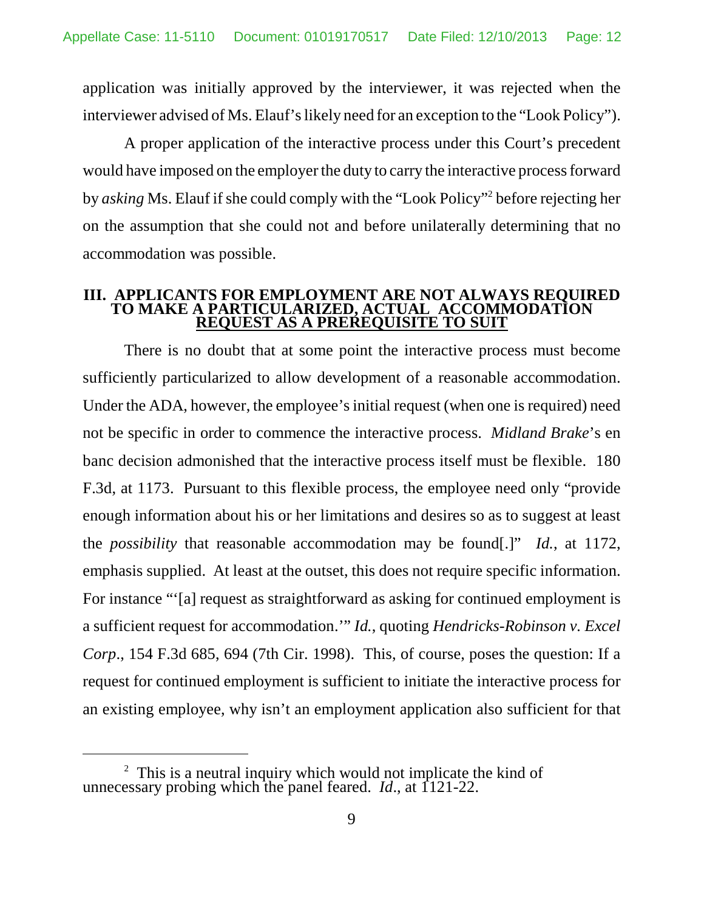application was initially approved by the interviewer, it was rejected when the interviewer advised of Ms. Elauf's likely need for an exception to the "Look Policy").

A proper application of the interactive process under this Court's precedent would have imposed on the employer the duty to carry the interactive process forward by *asking* Ms. Elauf if she could comply with the "Look Policy"[2] before rejecting her on the assumption that she could not and before unilaterally determining that no accommodation was possible.

## III. APPLICANTS FOR EMPLOYMENT ARE NOT ALWAYS REQUIRED TO MAKE A PARTICULARIZED, ACTUAL ACCOMMODATION REQUEST AS A PREREQUISITE TO SUIT

There is no doubt that at some point the interactive process must become sufficiently particularized to allow development of a reasonable accommodation. Under the ADA, however, the employee's initial request (when one is required) need not be specific in order to commence the interactive process. *Midland Brake*'s en banc decision admonished that the interactive process itself must be flexible. 180 F.3d, at 1173. Pursuant to this flexible process, the employee need only "provide enough information about his or her limitations and desires so as to suggest at least the *possibility* that reasonable accommodation may be found[.]" *Id.*, at 1172, emphasis supplied. At least at the outset, this does not require specific information. For instance "'[a] request as straightforward as asking for continued employment is a sufficient request for accommodation.'" *Id.*, quoting *Hendricks-Robinson v. Excel Corp*., 154 F.3d 685, 694 (7th Cir. 1998). This, of course, poses the question: If a request for continued employment is sufficient to initiate the interactive process for an existing employee, why isn't an employment application also sufficient for that

---

[2] This is a neutral inquiry which would not implicate the kind of unnecessary probing which the panel feared. *Id*., at 1121-22.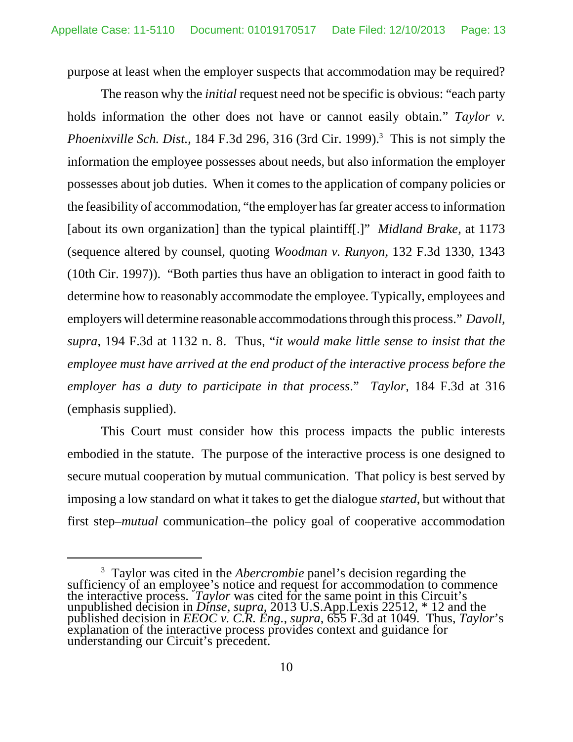purpose at least when the employer suspects that accommodation may be required?

The reason why the *initial* request need not be specific is obvious: "each party holds information the other does not have or cannot easily obtain." *Taylor v. Phoenixville Sch. Dist.*, 184 F.3d 296, 316 (3rd Cir. 1999).[3] This is not simply the information the employee possesses about needs, but also information the employer possesses about job duties. When it comes to the application of company policies or the feasibility of accommodation, "the employer has far greater access to information [about its own organization] than the typical plaintiff[.]" *Midland Brake*, at 1173 (sequence altered by counsel, quoting *Woodman v. Runyon*, 132 F.3d 1330, 1343 (10th Cir. 1997)). "Both parties thus have an obligation to interact in good faith to determine how to reasonably accommodate the employee. Typically, employees and employers will determine reasonable accommodations through this process." *Davoll, supra*, 194 F.3d at 1132 n. 8. Thus, "*it would make little sense to insist that the employee must have arrived at the end product of the interactive process before the employer has a duty to participate in that process*." *Taylor*, 184 F.3d at 316 (emphasis supplied).

This Court must consider how this process impacts the public interests embodied in the statute. The purpose of the interactive process is one designed to secure mutual cooperation by mutual communication. That policy is best served by imposing a low standard on what it takes to get the dialogue *started*, but without that first step–*mutual* communication–the policy goal of cooperative accommodation

[3] Taylor was cited in the *Abercrombie* panel's decision regarding the sufficiency of an employee's notice and request for accommodation to commence the interactive process. *Taylor* was cited for the same point in this Circuit's unpublished decision in *Dinse, supra*, 2013 U.S.App.Lexis 22512, * 12 and the published decision in *EEOC v. C.R. Eng., supra*, 655 F.3d at 1049. Thus, *Taylor*'s explanation of the interactive process provides context and guidance for understanding our Circuit's precedent.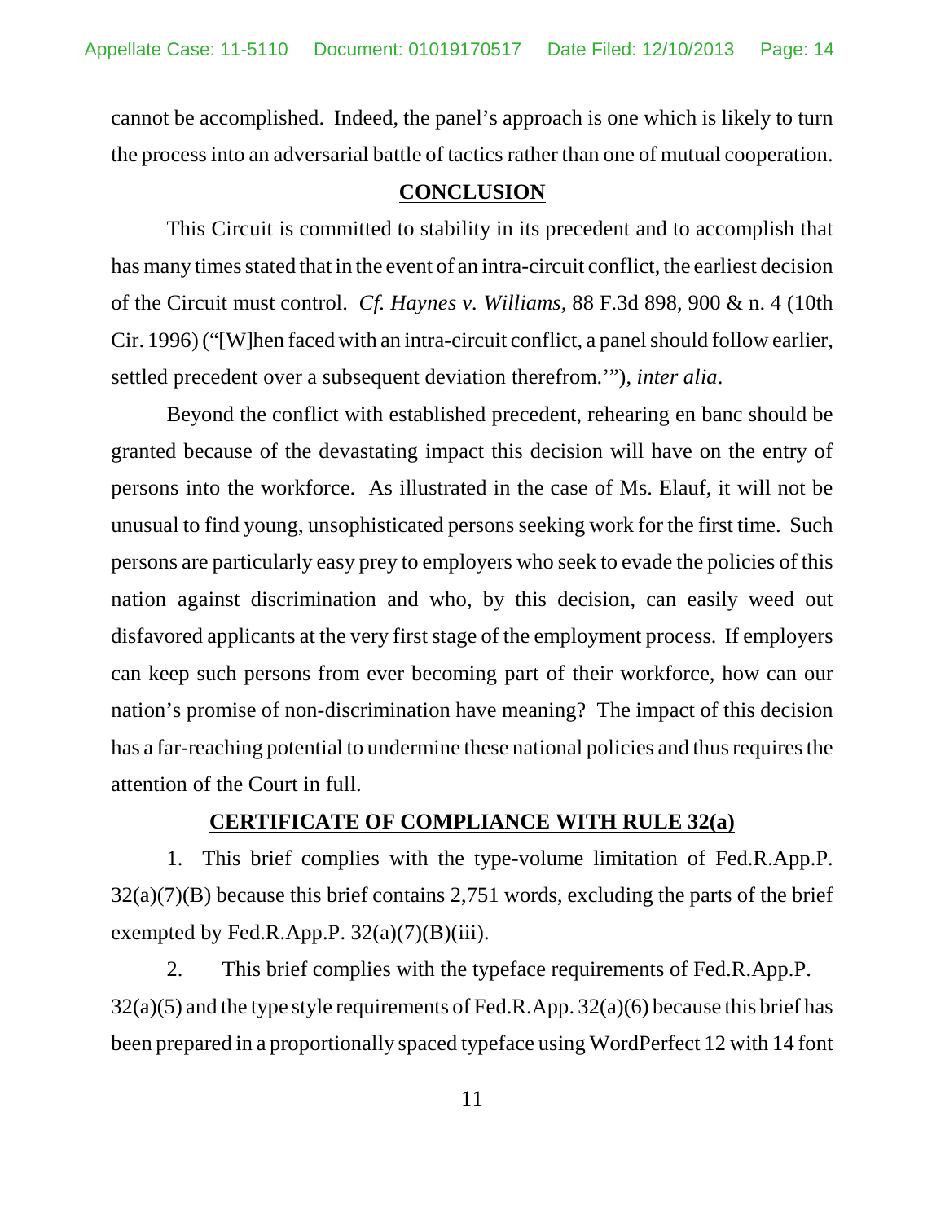cannot be accomplished. Indeed, the panel's approach is one which is likely to turn the process into an adversarial battle of tactics rather than one of mutual cooperation.

## CONCLUSION

This Circuit is committed to stability in its precedent and to accomplish that has many times stated that in the event of an intra-circuit conflict, the earliest decision of the Circuit must control. *Cf. Haynes v. Williams*, 88 F.3d 898, 900 & n. 4 (10th Cir. 1996) ("[W]hen faced with an intra-circuit conflict, a panel should follow earlier, settled precedent over a subsequent deviation therefrom.'"), *inter alia*.

Beyond the conflict with established precedent, rehearing en banc should be granted because of the devastating impact this decision will have on the entry of persons into the workforce. As illustrated in the case of Ms. Elauf, it will not be unusual to find young, unsophisticated persons seeking work for the first time. Such persons are particularly easy prey to employers who seek to evade the policies of this nation against discrimination and who, by this decision, can easily weed out disfavored applicants at the very first stage of the employment process. If employers can keep such persons from ever becoming part of their workforce, how can our nation's promise of non-discrimination have meaning? The impact of this decision has a far-reaching potential to undermine these national policies and thus requires the attention of the Court in full.

## CERTIFICATE OF COMPLIANCE WITH RULE 32(a)

1. This brief complies with the type-volume limitation of Fed.R.App.P. 32(a)(7)(B) because this brief contains 2,751 words, excluding the parts of the brief exempted by Fed.R.App.P. 32(a)(7)(B)(iii).

2. This brief complies with the typeface requirements of Fed.R.App.P. 32(a)(5) and the type style requirements of Fed.R.App. 32(a)(6) because this brief has been prepared in a proportionally spaced typeface using WordPerfect 12 with 14 font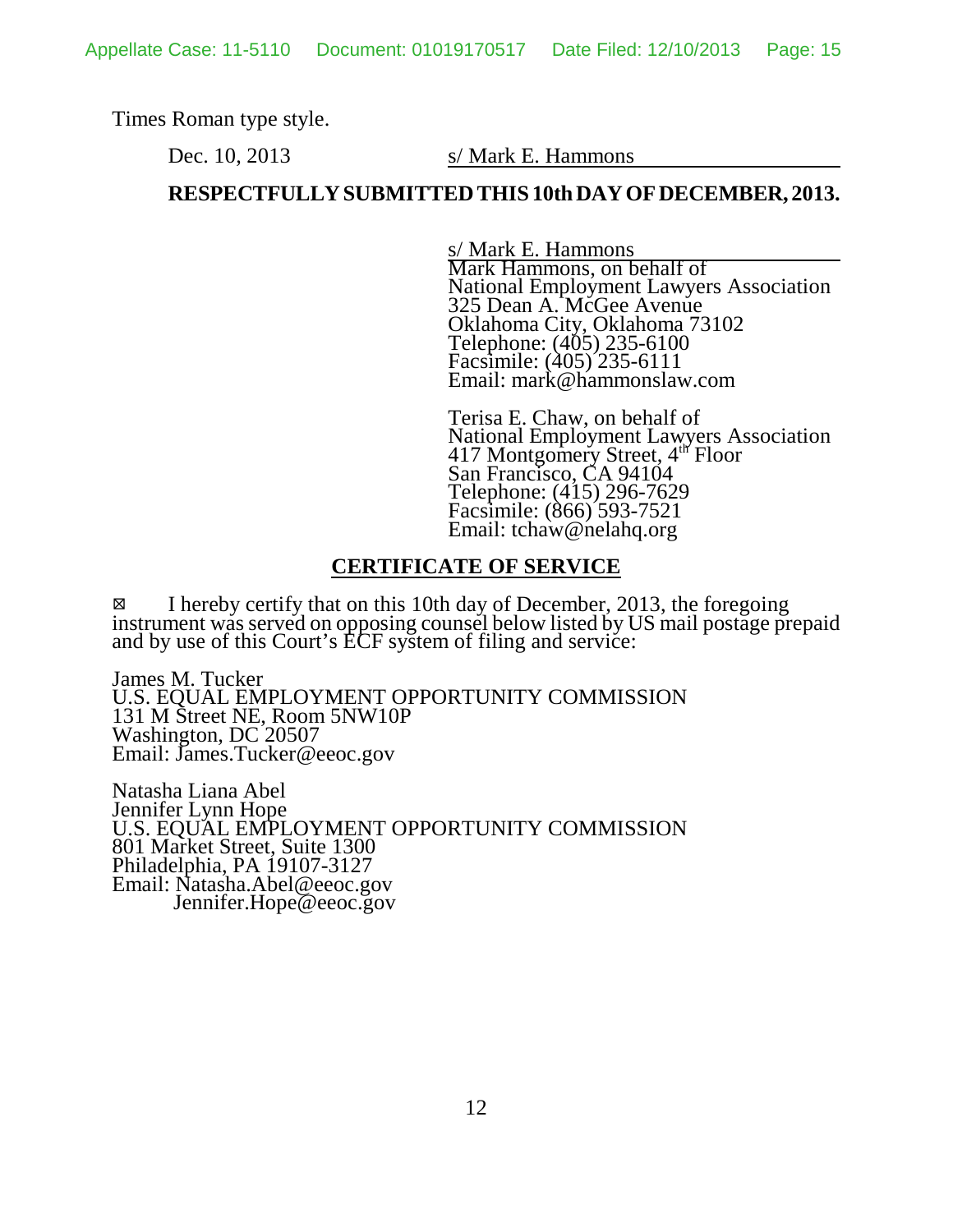Times Roman type style.

Dec. 10, 2013 s/ Mark E. Hammons

**RESPECTFULLY SUBMITTED THIS 10th DAY OF DECEMBER, 2013.**

s/ Mark E. Hammons
Mark Hammons, on behalf of
National Employment Lawyers Association
325 Dean A. McGee Avenue
Oklahoma City, Oklahoma 73102
Telephone: (405) 235-6100
Facsimile: (405) 235-6111
Email: mark@hammonslaw.com

Terisa E. Chaw, on behalf of
National Employment Lawyers Association
417 Montgomery Street, 4th Floor
San Francisco, CA 94104
Telephone: (415) 296-7629
Facsimile: (866) 593-7521
Email: tchaw@nelahq.org

## CERTIFICATE OF SERVICE

☒ I hereby certify that on this 10th day of December, 2013, the foregoing instrument was served on opposing counsel below listed by US mail postage prepaid and by use of this Court's ECF system of filing and service:

James M. Tucker
U.S. EQUAL EMPLOYMENT OPPORTUNITY COMMISSION
131 M Street NE, Room 5NW10P
Washington, DC 20507
Email: James.Tucker@eeoc.gov

Natasha Liana Abel
Jennifer Lynn Hope
U.S. EQUAL EMPLOYMENT OPPORTUNITY COMMISSION
801 Market Street, Suite 1300
Philadelphia, PA 19107-3127
Email: Natasha.Abel@eeoc.gov
Jennifer.Hope@eeoc.gov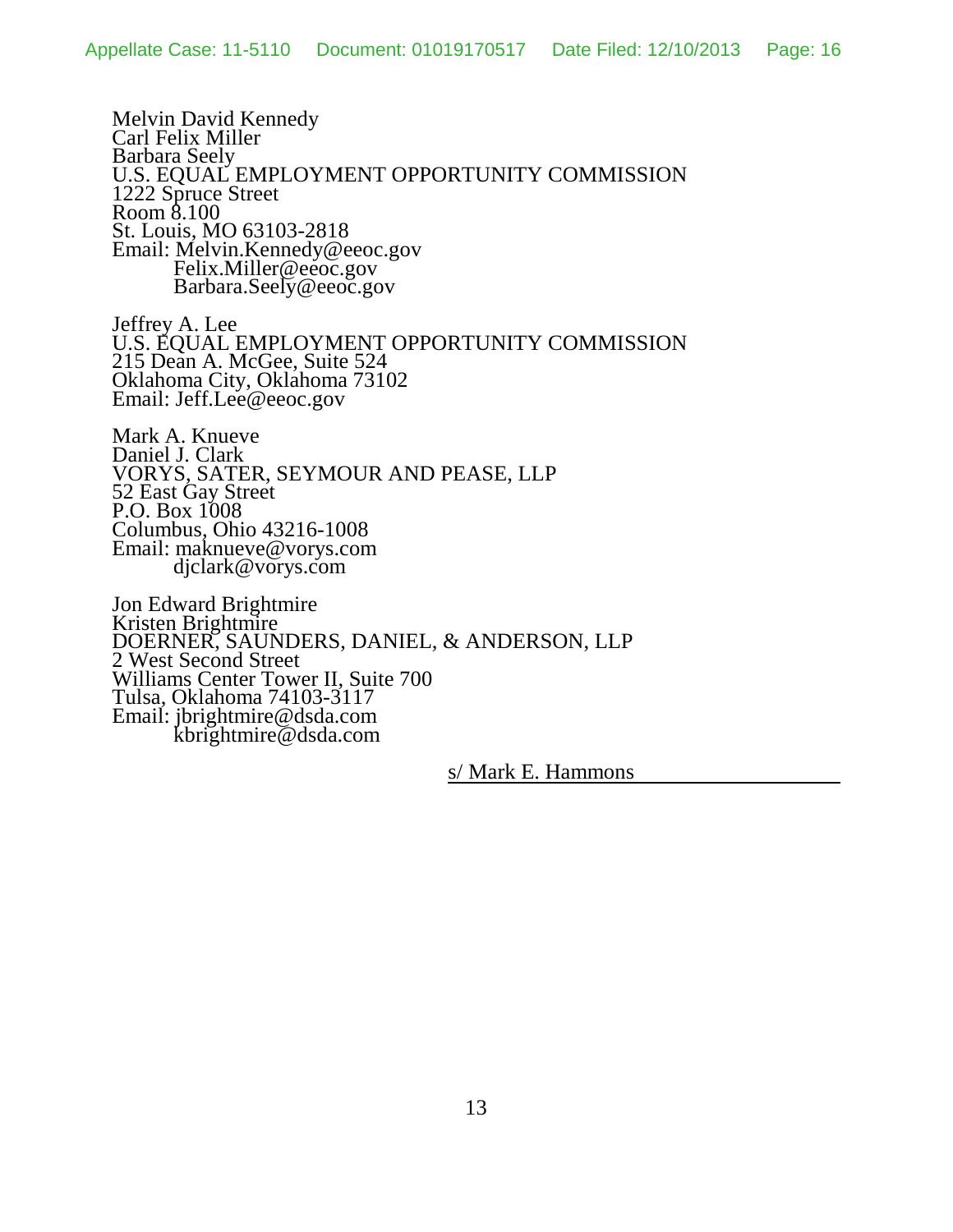Melvin David Kennedy
Carl Felix Miller
Barbara Seely
U.S. EQUAL EMPLOYMENT OPPORTUNITY COMMISSION
1222 Spruce Street
Room 8.100
St. Louis, MO 63103-2818
Email: Melvin.Kennedy@eeoc.gov
Felix.Miller@eeoc.gov
Barbara.Seely@eeoc.gov

Jeffrey A. Lee
U.S. EQUAL EMPLOYMENT OPPORTUNITY COMMISSION
215 Dean A. McGee, Suite 524
Oklahoma City, Oklahoma 73102
Email: Jeff.Lee@eeoc.gov

Mark A. Knueve
Daniel J. Clark
VORYS, SATER, SEYMOUR AND PEASE, LLP
52 East Gay Street
P.O. Box 1008
Columbus, Ohio 43216-1008
Email: maknueve@vorys.com
djclark@vorys.com

Jon Edward Brightmire
Kristen Brightmire
DOERNER, SAUNDERS, DANIEL, & ANDERSON, LLP
2 West Second Street
Williams Center Tower II, Suite 700
Tulsa, Oklahoma 74103-3117
Email: jbrightmire@dsda.com
kbrightmire@dsda.com

s/ Mark E. Hammons